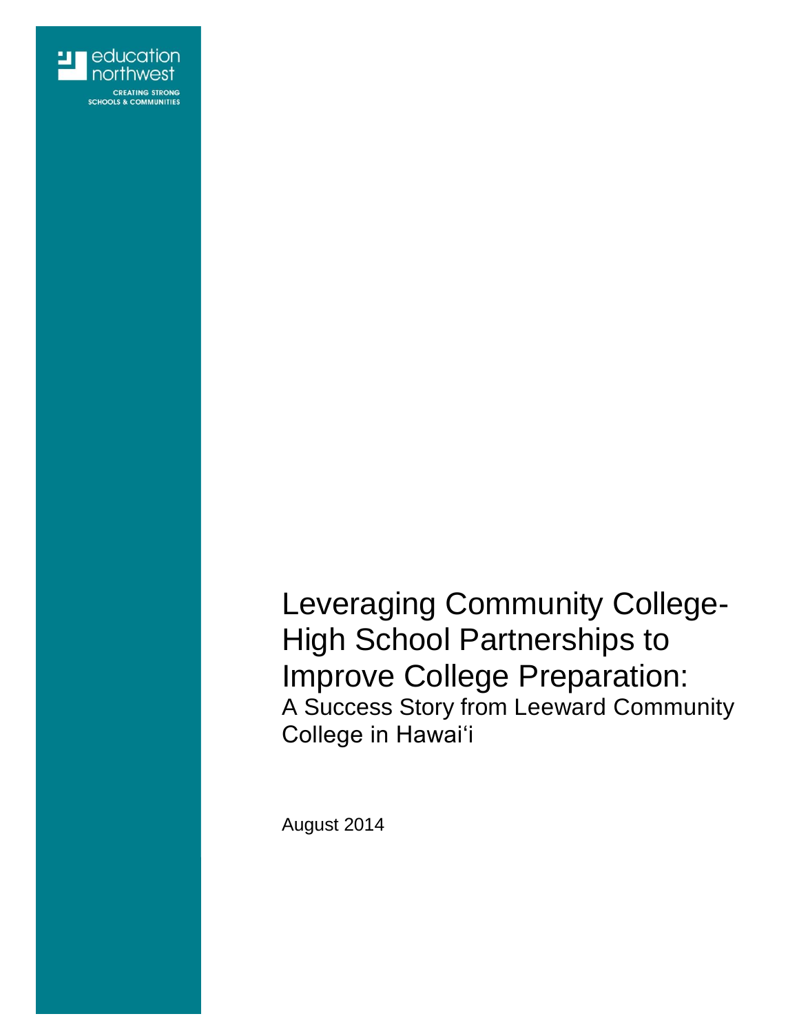education northwest

CREATING STRONG SCHOOLS & COMMUNITIES

# Leveraging Community College-High School Partnerships to Improve College Preparation:

## A Success Story from Leeward Community College in Hawaiʻi

August 2014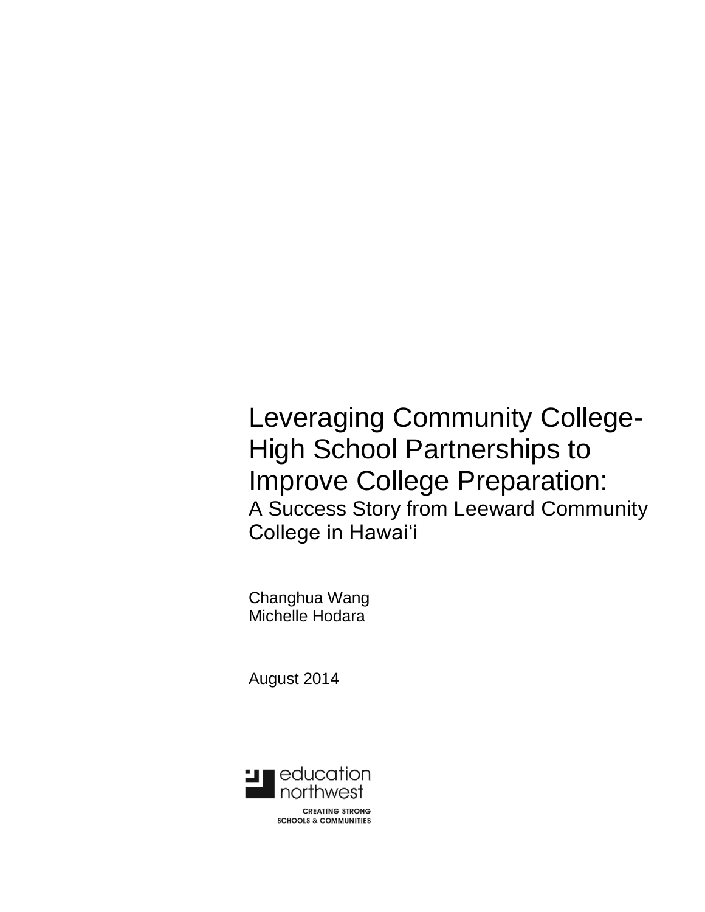# Leveraging Community College-High School Partnerships to Improve College Preparation:

## A Success Story from Leeward Community College in Hawai‘i

Changhua Wang
Michelle Hodara

August 2014

education northwest

CREATING STRONG SCHOOLS & COMMUNITIES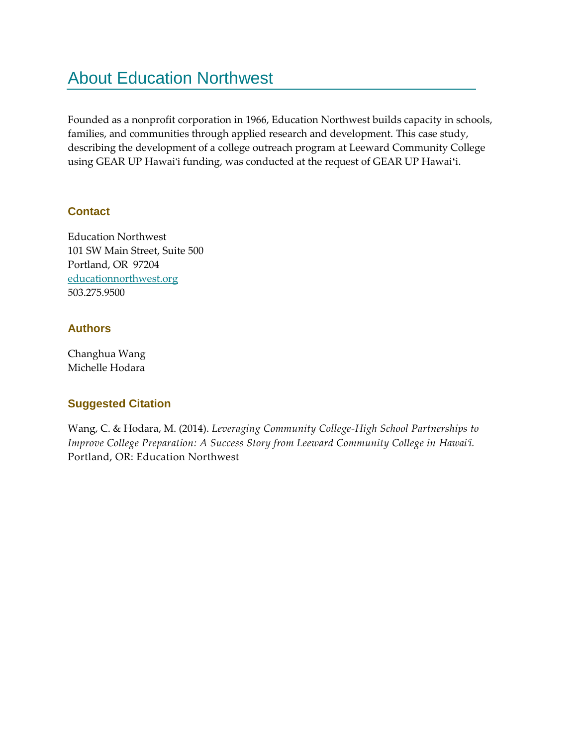# About Education Northwest

Founded as a nonprofit corporation in 1966, Education Northwest builds capacity in schools, families, and communities through applied research and development. This case study, describing the development of a college outreach program at Leeward Community College using GEAR UP Hawai'i funding, was conducted at the request of GEAR UP Hawai'i.

### Contact

Education Northwest  
101 SW Main Street, Suite 500  
Portland, OR 97204  
educationnorthwest.org  
503.275.9500

### Authors

Changhua Wang  
Michelle Hodara

### Suggested Citation

Wang, C. & Hodara, M. (2014). *Leveraging Community College-High School Partnerships to Improve College Preparation: A Success Story from Leeward Community College in Hawai'i.* Portland, OR: Education Northwest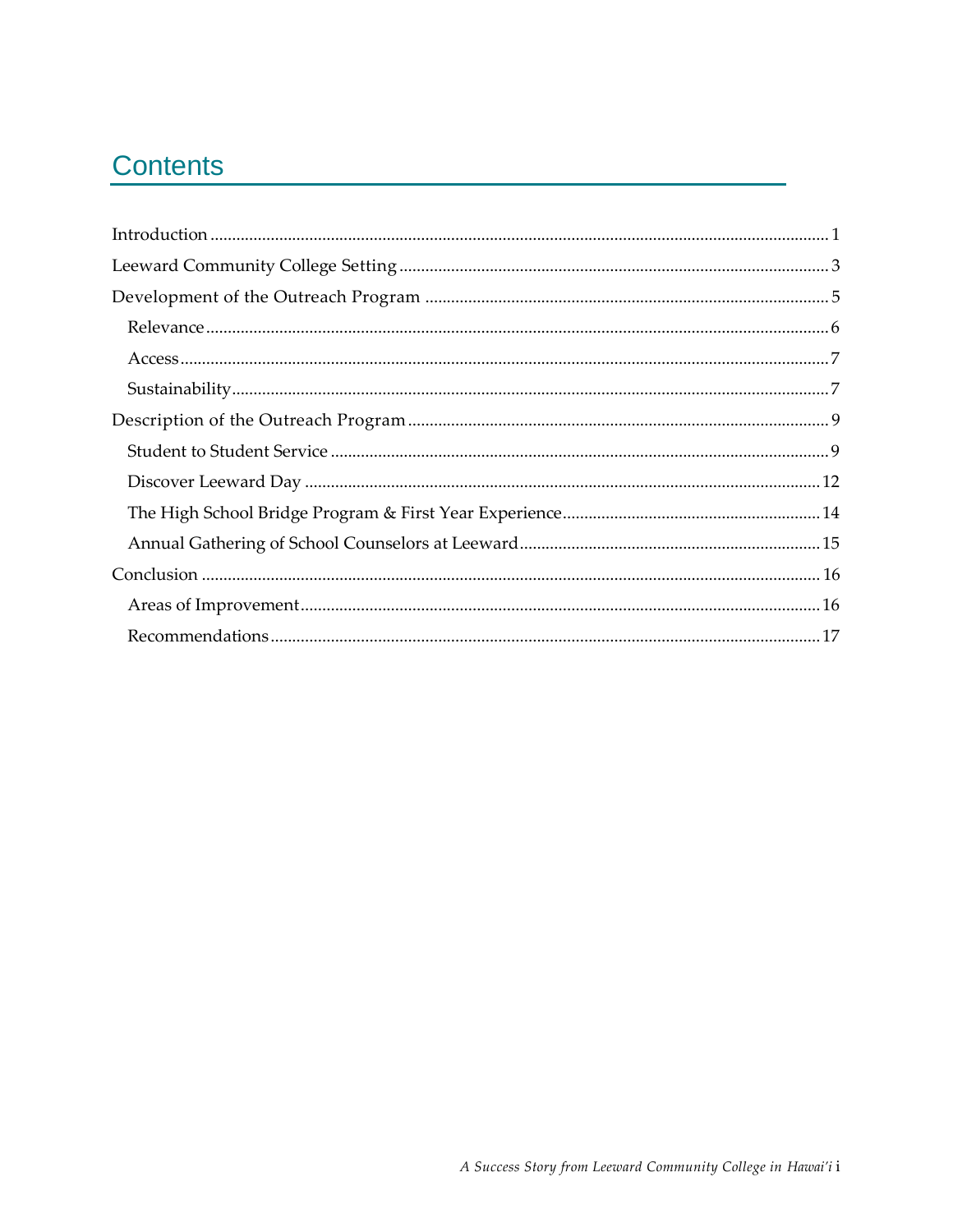# Contents

- Introduction ........................................ 1
- Leeward Community College Setting ........................................ 3
- Development of the Outreach Program ........................................ 5
  - Relevance ........................................ 6
  - Access ........................................ 7
  - Sustainability ........................................ 7
- Description of the Outreach Program ........................................ 9
  - Student to Student Service ........................................ 9
  - Discover Leeward Day ........................................ 12
  - The High School Bridge Program & First Year Experience ........................................ 14
  - Annual Gathering of School Counselors at Leeward ........................................ 15
- Conclusion ........................................ 16
  - Areas of Improvement ........................................ 16
  - Recommendations ........................................ 17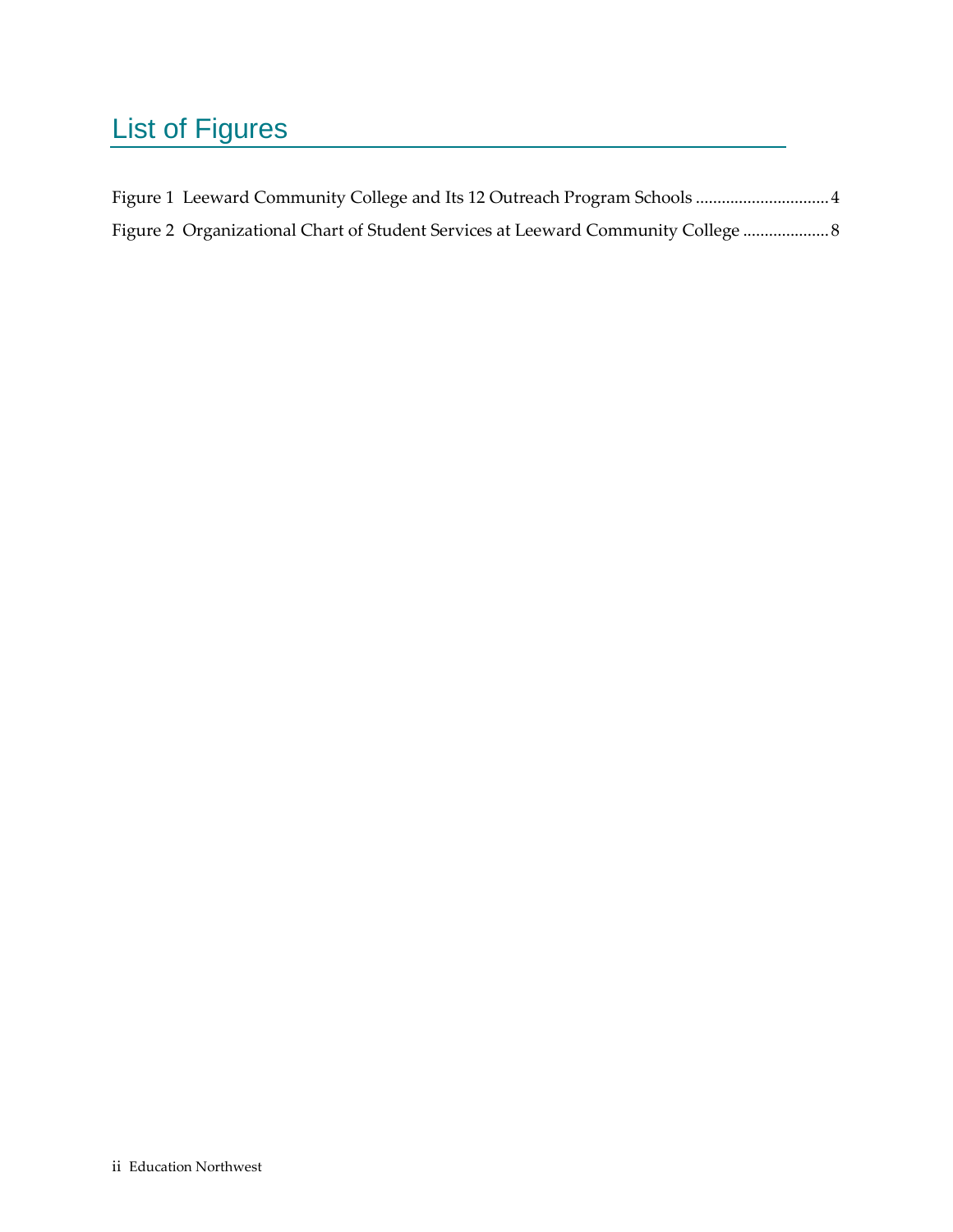# List of Figures

Figure 1 Leeward Community College and Its 12 Outreach Program Schools .............................. 4

Figure 2 Organizational Chart of Student Services at Leeward Community College .................... 8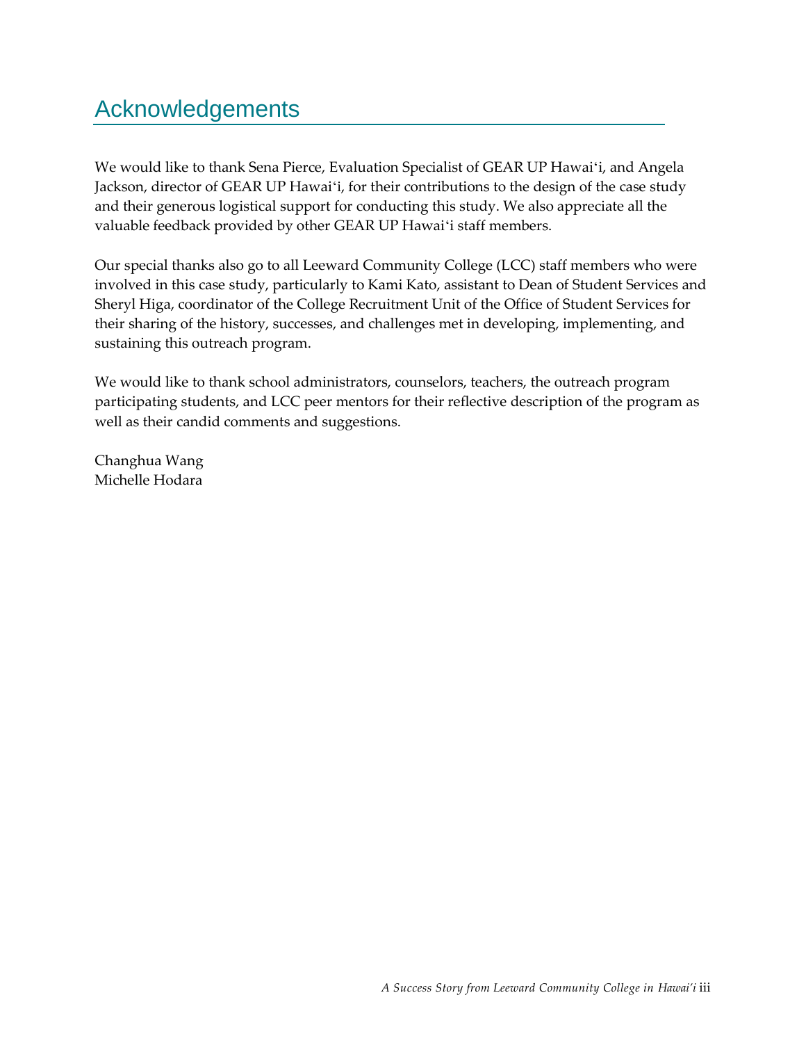# Acknowledgements

We would like to thank Sena Pierce, Evaluation Specialist of GEAR UP Hawaiʻi, and Angela Jackson, director of GEAR UP Hawaiʻi, for their contributions to the design of the case study and their generous logistical support for conducting this study. We also appreciate all the valuable feedback provided by other GEAR UP Hawaiʻi staff members.

Our special thanks also go to all Leeward Community College (LCC) staff members who were involved in this case study, particularly to Kami Kato, assistant to Dean of Student Services and Sheryl Higa, coordinator of the College Recruitment Unit of the Office of Student Services for their sharing of the history, successes, and challenges met in developing, implementing, and sustaining this outreach program.

We would like to thank school administrators, counselors, teachers, the outreach program participating students, and LCC peer mentors for their reflective description of the program as well as their candid comments and suggestions.

Changhua Wang
Michelle Hodara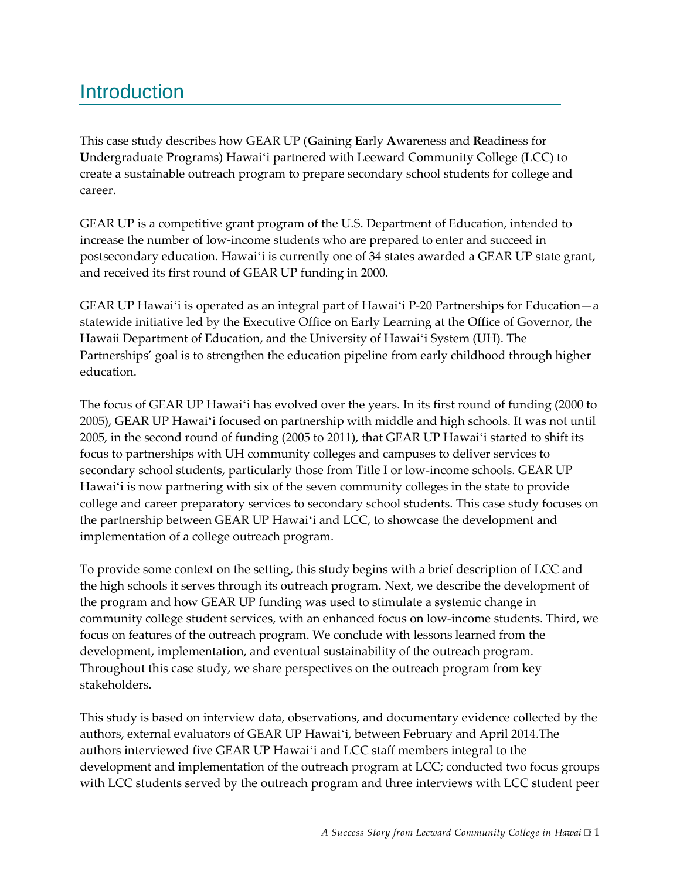# Introduction

This case study describes how GEAR UP (**G**aining **E**arly **A**wareness and **R**eadiness for **U**ndergraduate **P**rograms) Hawai'i partnered with Leeward Community College (LCC) to create a sustainable outreach program to prepare secondary school students for college and career.

GEAR UP is a competitive grant program of the U.S. Department of Education, intended to increase the number of low-income students who are prepared to enter and succeed in postsecondary education. Hawai'i is currently one of 34 states awarded a GEAR UP state grant, and received its first round of GEAR UP funding in 2000.

GEAR UP Hawai'i is operated as an integral part of Hawai'i P-20 Partnerships for Education—a statewide initiative led by the Executive Office on Early Learning at the Office of Governor, the Hawaii Department of Education, and the University of Hawai'i System (UH). The Partnerships' goal is to strengthen the education pipeline from early childhood through higher education.

The focus of GEAR UP Hawai'i has evolved over the years. In its first round of funding (2000 to 2005), GEAR UP Hawai'i focused on partnership with middle and high schools. It was not until 2005, in the second round of funding (2005 to 2011), that GEAR UP Hawai'i started to shift its focus to partnerships with UH community colleges and campuses to deliver services to secondary school students, particularly those from Title I or low-income schools. GEAR UP Hawai'i is now partnering with six of the seven community colleges in the state to provide college and career preparatory services to secondary school students. This case study focuses on the partnership between GEAR UP Hawai'i and LCC, to showcase the development and implementation of a college outreach program.

To provide some context on the setting, this study begins with a brief description of LCC and the high schools it serves through its outreach program. Next, we describe the development of the program and how GEAR UP funding was used to stimulate a systemic change in community college student services, with an enhanced focus on low-income students. Third, we focus on features of the outreach program. We conclude with lessons learned from the development, implementation, and eventual sustainability of the outreach program. Throughout this case study, we share perspectives on the outreach program from key stakeholders.

This study is based on interview data, observations, and documentary evidence collected by the authors, external evaluators of GEAR UP Hawai'i, between February and April 2014.The authors interviewed five GEAR UP Hawai'i and LCC staff members integral to the development and implementation of the outreach program at LCC; conducted two focus groups with LCC students served by the outreach program and three interviews with LCC student peer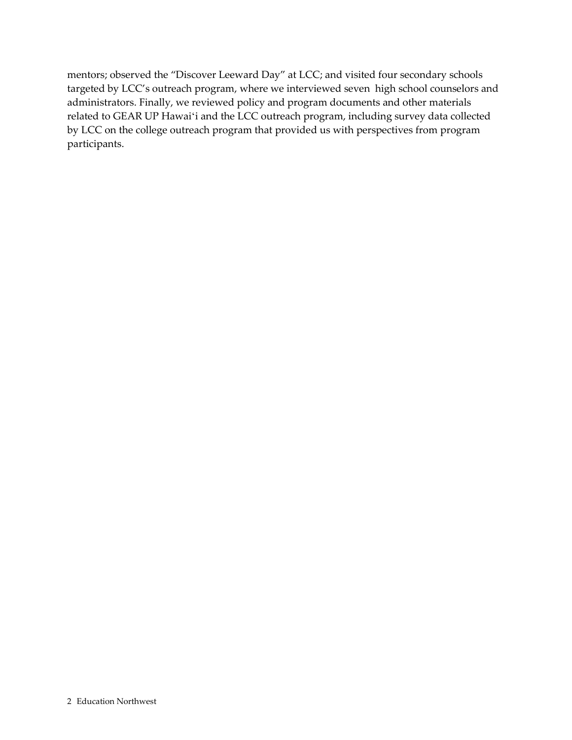mentors; observed the "Discover Leeward Day" at LCC; and visited four secondary schools targeted by LCC's outreach program, where we interviewed seven high school counselors and administrators. Finally, we reviewed policy and program documents and other materials related to GEAR UP Hawaiʻi and the LCC outreach program, including survey data collected by LCC on the college outreach program that provided us with perspectives from program participants.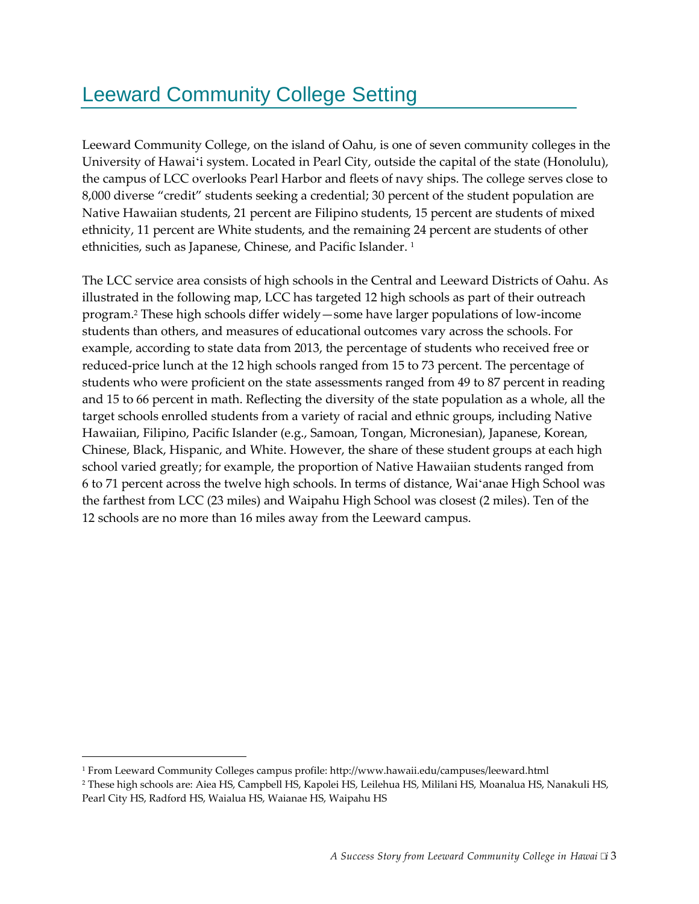# Leeward Community College Setting

Leeward Community College, on the island of Oahu, is one of seven community colleges in the University of Hawaiʻi system. Located in Pearl City, outside the capital of the state (Honolulu), the campus of LCC overlooks Pearl Harbor and fleets of navy ships. The college serves close to 8,000 diverse "credit" students seeking a credential; 30 percent of the student population are Native Hawaiian students, 21 percent are Filipino students, 15 percent are students of mixed ethnicity, 11 percent are White students, and the remaining 24 percent are students of other ethnicities, such as Japanese, Chinese, and Pacific Islander. [1]

The LCC service area consists of high schools in the Central and Leeward Districts of Oahu. As illustrated in the following map, LCC has targeted 12 high schools as part of their outreach program.[2] These high schools differ widely—some have larger populations of low-income students than others, and measures of educational outcomes vary across the schools. For example, according to state data from 2013, the percentage of students who received free or reduced-price lunch at the 12 high schools ranged from 15 to 73 percent. The percentage of students who were proficient on the state assessments ranged from 49 to 87 percent in reading and 15 to 66 percent in math. Reflecting the diversity of the state population as a whole, all the target schools enrolled students from a variety of racial and ethnic groups, including Native Hawaiian, Filipino, Pacific Islander (e.g., Samoan, Tongan, Micronesian), Japanese, Korean, Chinese, Black, Hispanic, and White. However, the share of these student groups at each high school varied greatly; for example, the proportion of Native Hawaiian students ranged from 6 to 71 percent across the twelve high schools. In terms of distance, Waiʻanae High School was the farthest from LCC (23 miles) and Waipahu High School was closest (2 miles). Ten of the 12 schools are no more than 16 miles away from the Leeward campus.

---

[1] From Leeward Community Colleges campus profile: http://www.hawaii.edu/campuses/leeward.html

[2] These high schools are: Aiea HS, Campbell HS, Kapolei HS, Leilehua HS, Mililani HS, Moanalua HS, Nanakuli HS, Pearl City HS, Radford HS, Waialua HS, Waianae HS, Waipahu HS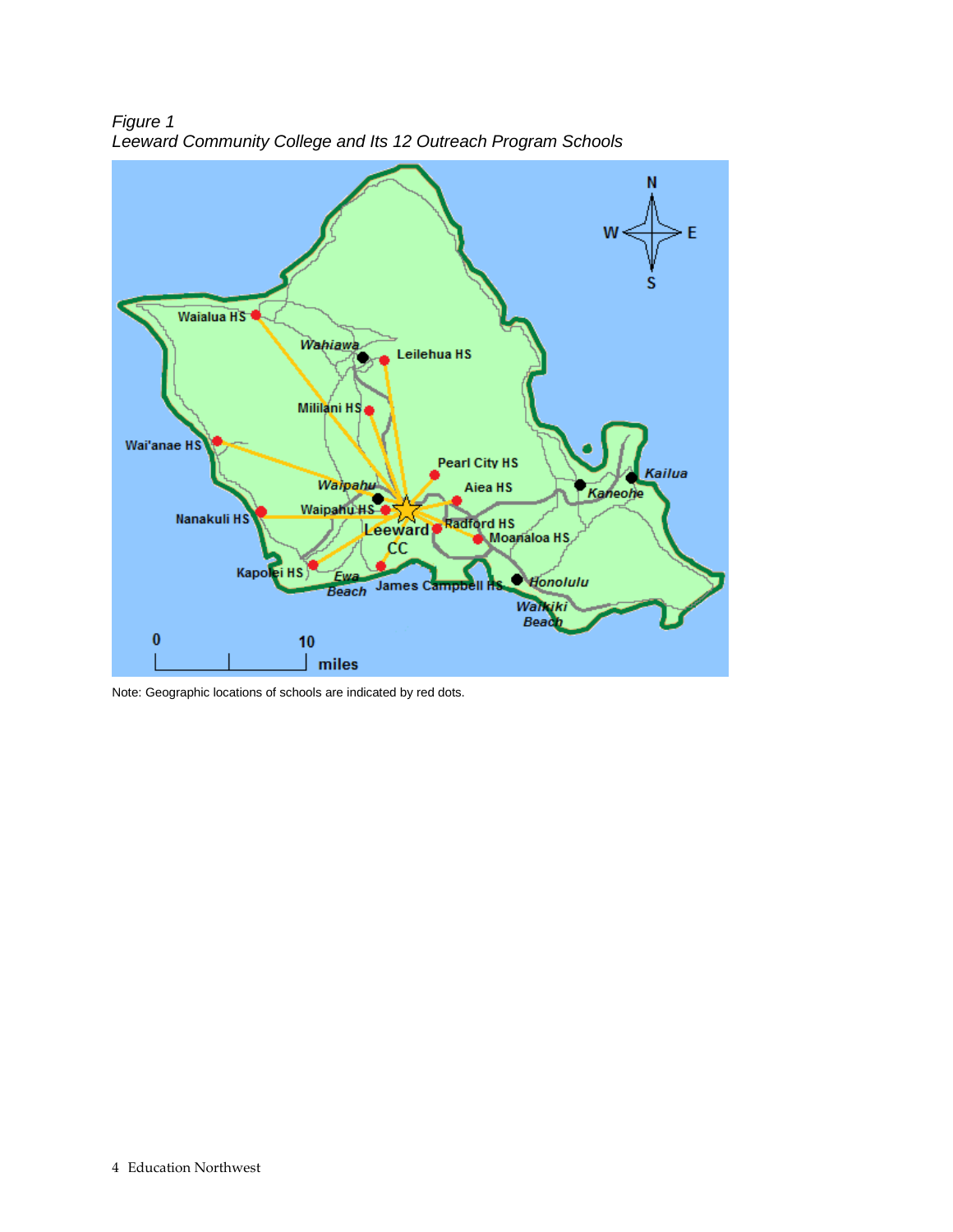*Figure 1*
*Leeward Community College and Its 12 Outreach Program Schools*

Note: Geographic locations of schools are indicated by red dots.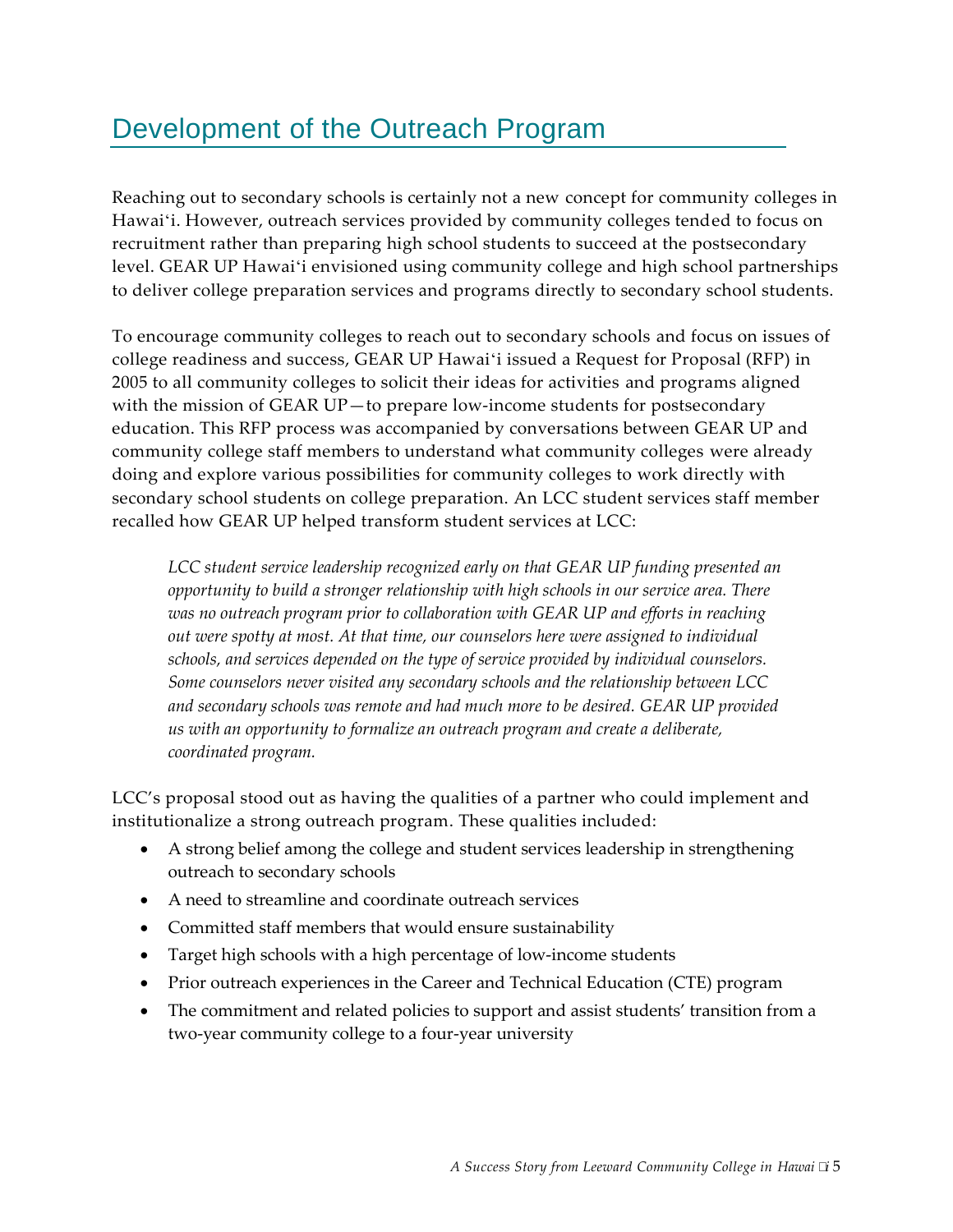# Development of the Outreach Program

Reaching out to secondary schools is certainly not a new concept for community colleges in Hawaiʻi. However, outreach services provided by community colleges tended to focus on recruitment rather than preparing high school students to succeed at the postsecondary level. GEAR UP Hawaiʻi envisioned using community college and high school partnerships to deliver college preparation services and programs directly to secondary school students.

To encourage community colleges to reach out to secondary schools and focus on issues of college readiness and success, GEAR UP Hawaiʻi issued a Request for Proposal (RFP) in 2005 to all community colleges to solicit their ideas for activities and programs aligned with the mission of GEAR UP—to prepare low-income students for postsecondary education. This RFP process was accompanied by conversations between GEAR UP and community college staff members to understand what community colleges were already doing and explore various possibilities for community colleges to work directly with secondary school students on college preparation. An LCC student services staff member recalled how GEAR UP helped transform student services at LCC:

> *LCC student service leadership recognized early on that GEAR UP funding presented an opportunity to build a stronger relationship with high schools in our service area. There was no outreach program prior to collaboration with GEAR UP and efforts in reaching out were spotty at most. At that time, our counselors here were assigned to individual schools, and services depended on the type of service provided by individual counselors. Some counselors never visited any secondary schools and the relationship between LCC and secondary schools was remote and had much more to be desired. GEAR UP provided us with an opportunity to formalize an outreach program and create a deliberate, coordinated program.*

LCC's proposal stood out as having the qualities of a partner who could implement and institutionalize a strong outreach program. These qualities included:

- A strong belief among the college and student services leadership in strengthening outreach to secondary schools
- A need to streamline and coordinate outreach services
- Committed staff members that would ensure sustainability
- Target high schools with a high percentage of low-income students
- Prior outreach experiences in the Career and Technical Education (CTE) program
- The commitment and related policies to support and assist students' transition from a two-year community college to a four-year university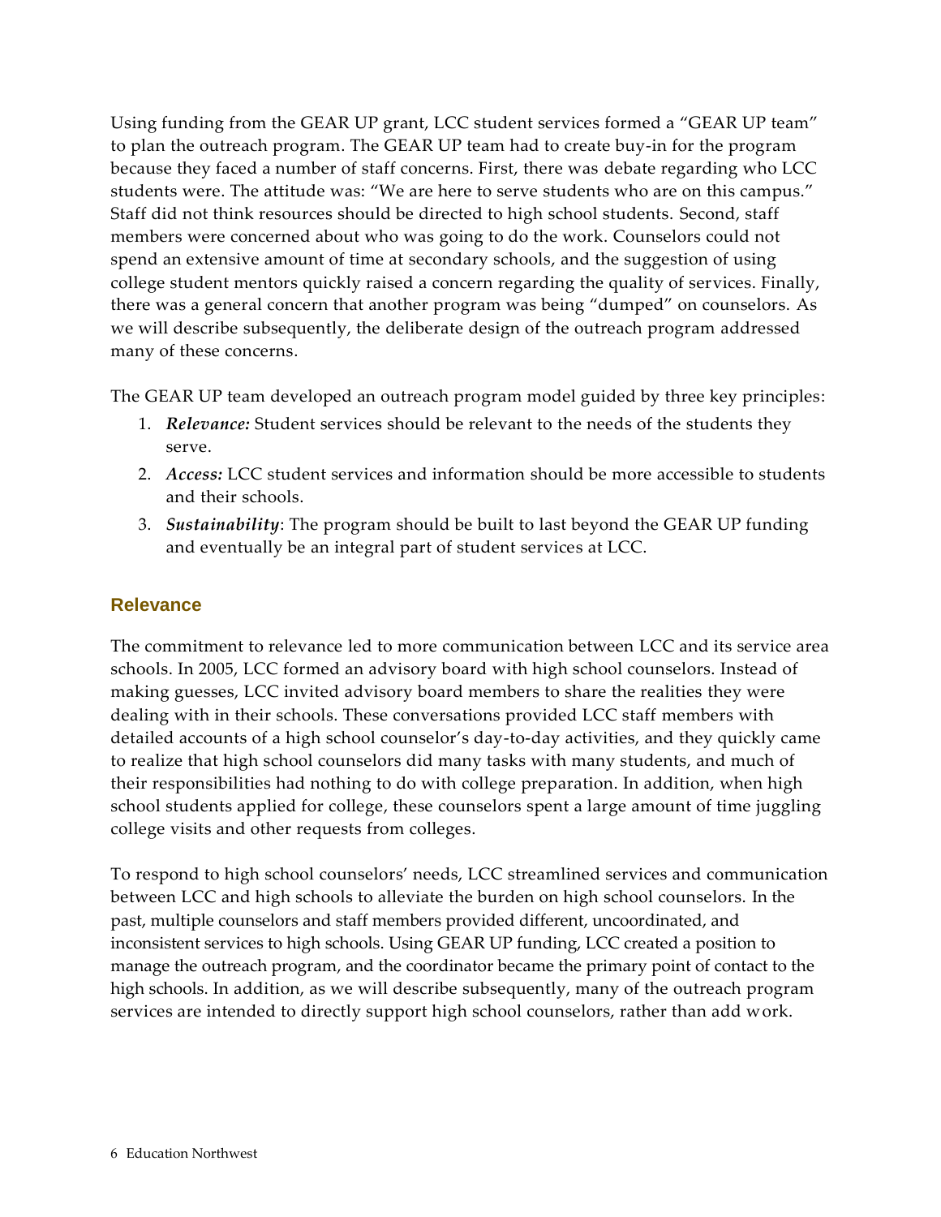Using funding from the GEAR UP grant, LCC student services formed a “GEAR UP team” to plan the outreach program. The GEAR UP team had to create buy-in for the program because they faced a number of staff concerns. First, there was debate regarding who LCC students were. The attitude was: “We are here to serve students who are on this campus.” Staff did not think resources should be directed to high school students. Second, staff members were concerned about who was going to do the work. Counselors could not spend an extensive amount of time at secondary schools, and the suggestion of using college student mentors quickly raised a concern regarding the quality of services. Finally, there was a general concern that another program was being “dumped” on counselors. As we will describe subsequently, the deliberate design of the outreach program addressed many of these concerns.

The GEAR UP team developed an outreach program model guided by three key principles:

1. ***Relevance:*** Student services should be relevant to the needs of the students they serve.
2. ***Access:*** LCC student services and information should be more accessible to students and their schools.
3. ***Sustainability***: The program should be built to last beyond the GEAR UP funding and eventually be an integral part of student services at LCC.

## Relevance

The commitment to relevance led to more communication between LCC and its service area schools. In 2005, LCC formed an advisory board with high school counselors. Instead of making guesses, LCC invited advisory board members to share the realities they were dealing with in their schools. These conversations provided LCC staff members with detailed accounts of a high school counselor’s day-to-day activities, and they quickly came to realize that high school counselors did many tasks with many students, and much of their responsibilities had nothing to do with college preparation. In addition, when high school students applied for college, these counselors spent a large amount of time juggling college visits and other requests from colleges.

To respond to high school counselors’ needs, LCC streamlined services and communication between LCC and high schools to alleviate the burden on high school counselors. In the past, multiple counselors and staff members provided different, uncoordinated, and inconsistent services to high schools. Using GEAR UP funding, LCC created a position to manage the outreach program, and the coordinator became the primary point of contact to the high schools. In addition, as we will describe subsequently, many of the outreach program services are intended to directly support high school counselors, rather than add work.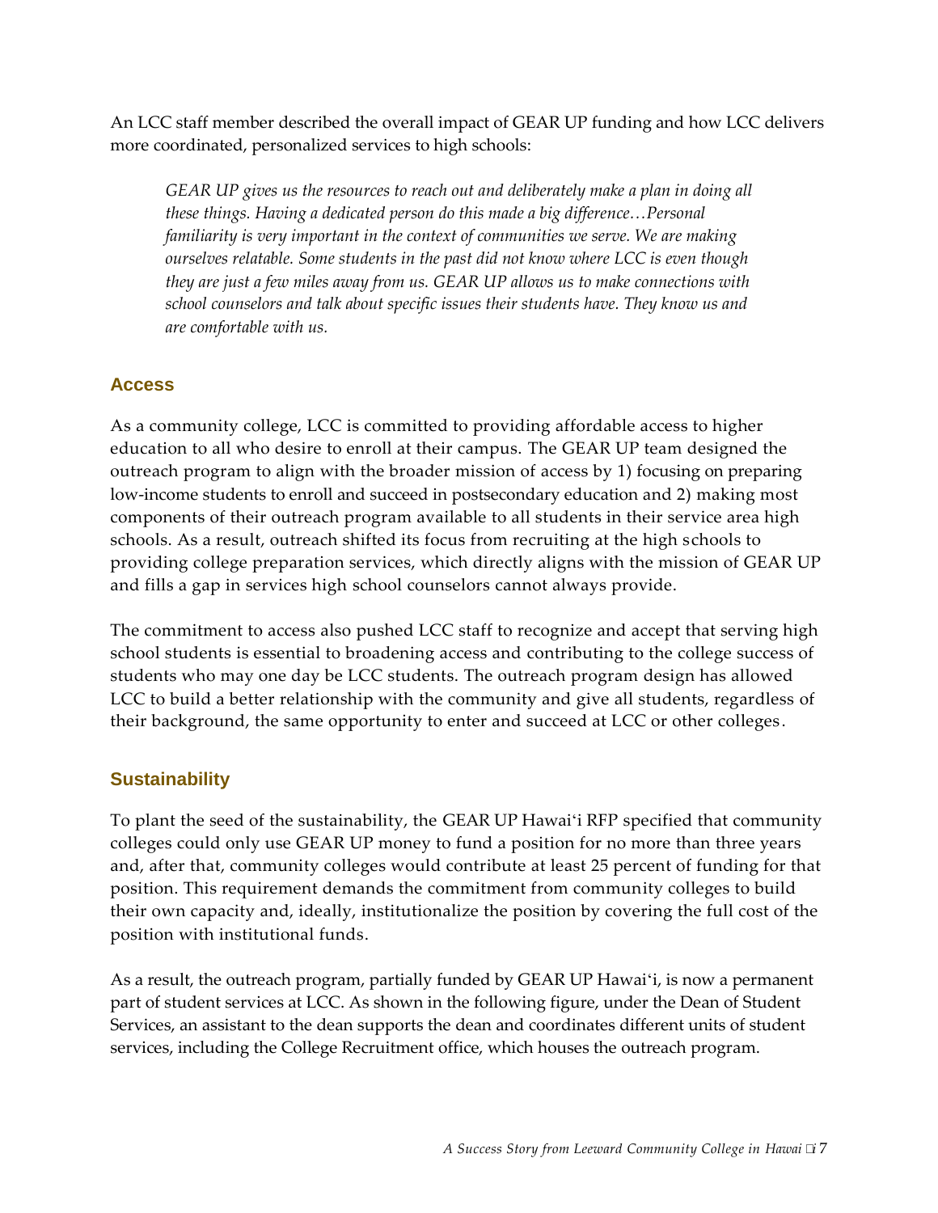An LCC staff member described the overall impact of GEAR UP funding and how LCC delivers more coordinated, personalized services to high schools:

> *GEAR UP gives us the resources to reach out and deliberately make a plan in doing all these things. Having a dedicated person do this made a big difference…Personal familiarity is very important in the context of communities we serve. We are making ourselves relatable. Some students in the past did not know where LCC is even though they are just a few miles away from us. GEAR UP allows us to make connections with school counselors and talk about specific issues their students have. They know us and are comfortable with us.*

### Access

As a community college, LCC is committed to providing affordable access to higher education to all who desire to enroll at their campus. The GEAR UP team designed the outreach program to align with the broader mission of access by 1) focusing on preparing low-income students to enroll and succeed in postsecondary education and 2) making most components of their outreach program available to all students in their service area high schools. As a result, outreach shifted its focus from recruiting at the high schools to providing college preparation services, which directly aligns with the mission of GEAR UP and fills a gap in services high school counselors cannot always provide.

The commitment to access also pushed LCC staff to recognize and accept that serving high school students is essential to broadening access and contributing to the college success of students who may one day be LCC students. The outreach program design has allowed LCC to build a better relationship with the community and give all students, regardless of their background, the same opportunity to enter and succeed at LCC or other colleges.

### Sustainability

To plant the seed of the sustainability, the GEAR UP Hawaiʻi RFP specified that community colleges could only use GEAR UP money to fund a position for no more than three years and, after that, community colleges would contribute at least 25 percent of funding for that position. This requirement demands the commitment from community colleges to build their own capacity and, ideally, institutionalize the position by covering the full cost of the position with institutional funds.

As a result, the outreach program, partially funded by GEAR UP Hawaiʻi, is now a permanent part of student services at LCC. As shown in the following figure, under the Dean of Student Services, an assistant to the dean supports the dean and coordinates different units of student services, including the College Recruitment office, which houses the outreach program.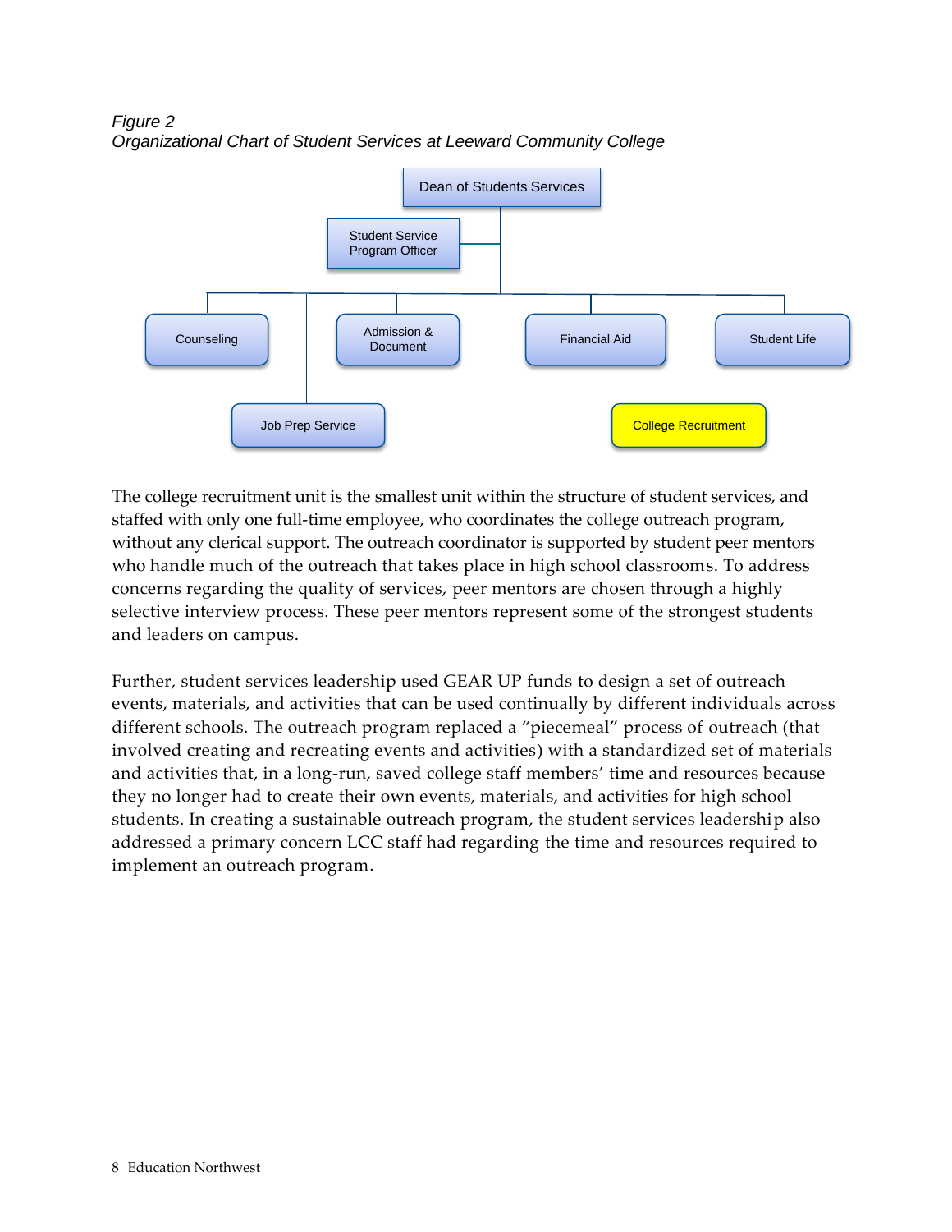*Figure 2*
*Organizational Chart of Student Services at Leeward Community College*

The college recruitment unit is the smallest unit within the structure of student services, and staffed with only one full-time employee, who coordinates the college outreach program, without any clerical support. The outreach coordinator is supported by student peer mentors who handle much of the outreach that takes place in high school classrooms. To address concerns regarding the quality of services, peer mentors are chosen through a highly selective interview process. These peer mentors represent some of the strongest students and leaders on campus.

Further, student services leadership used GEAR UP funds to design a set of outreach events, materials, and activities that can be used continually by different individuals across different schools. The outreach program replaced a "piecemeal" process of outreach (that involved creating and recreating events and activities) with a standardized set of materials and activities that, in a long-run, saved college staff members' time and resources because they no longer had to create their own events, materials, and activities for high school students. In creating a sustainable outreach program, the student services leadership also addressed a primary concern LCC staff had regarding the time and resources required to implement an outreach program.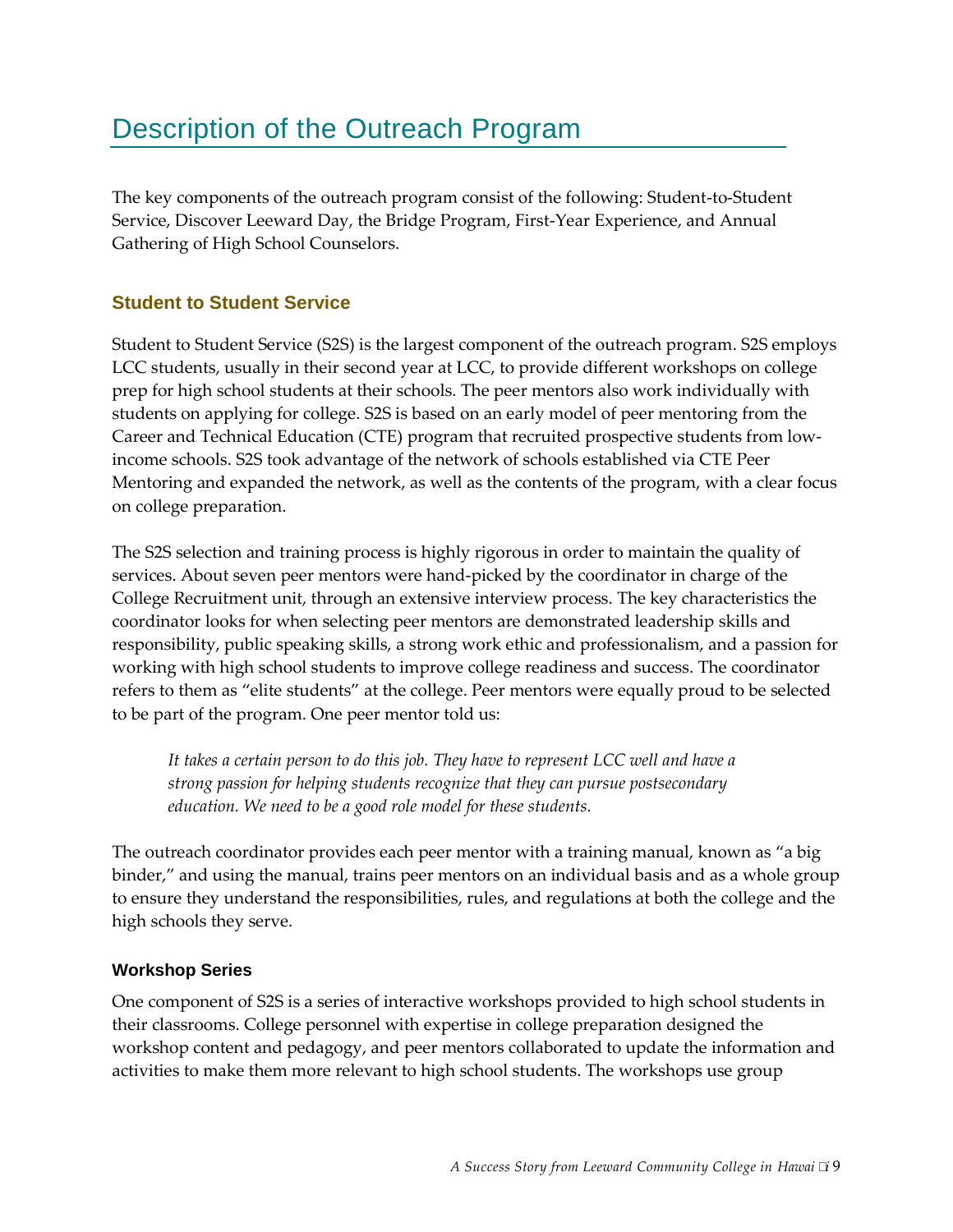# Description of the Outreach Program

The key components of the outreach program consist of the following: Student-to-Student Service, Discover Leeward Day, the Bridge Program, First-Year Experience, and Annual Gathering of High School Counselors.

## Student to Student Service

Student to Student Service (S2S) is the largest component of the outreach program. S2S employs LCC students, usually in their second year at LCC, to provide different workshops on college prep for high school students at their schools. The peer mentors also work individually with students on applying for college. S2S is based on an early model of peer mentoring from the Career and Technical Education (CTE) program that recruited prospective students from low-income schools. S2S took advantage of the network of schools established via CTE Peer Mentoring and expanded the network, as well as the contents of the program, with a clear focus on college preparation.

The S2S selection and training process is highly rigorous in order to maintain the quality of services. About seven peer mentors were hand-picked by the coordinator in charge of the College Recruitment unit, through an extensive interview process. The key characteristics the coordinator looks for when selecting peer mentors are demonstrated leadership skills and responsibility, public speaking skills, a strong work ethic and professionalism, and a passion for working with high school students to improve college readiness and success. The coordinator refers to them as "elite students" at the college. Peer mentors were equally proud to be selected to be part of the program. One peer mentor told us:

> *It takes a certain person to do this job. They have to represent LCC well and have a strong passion for helping students recognize that they can pursue postsecondary education. We need to be a good role model for these students.*

The outreach coordinator provides each peer mentor with a training manual, known as "a big binder," and using the manual, trains peer mentors on an individual basis and as a whole group to ensure they understand the responsibilities, rules, and regulations at both the college and the high schools they serve.

### Workshop Series

One component of S2S is a series of interactive workshops provided to high school students in their classrooms. College personnel with expertise in college preparation designed the workshop content and pedagogy, and peer mentors collaborated to update the information and activities to make them more relevant to high school students. The workshops use group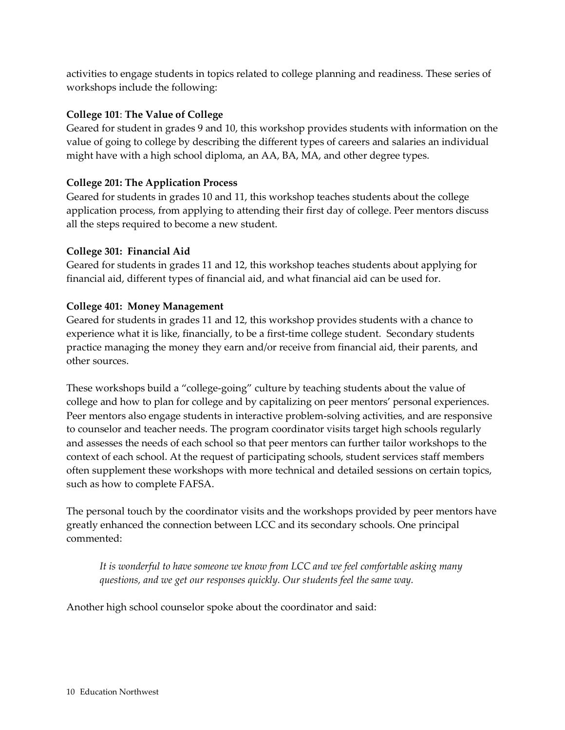activities to engage students in topics related to college planning and readiness. These series of workshops include the following:

**College 101**: **The Value of College**
Geared for student in grades 9 and 10, this workshop provides students with information on the value of going to college by describing the different types of careers and salaries an individual might have with a high school diploma, an AA, BA, MA, and other degree types.

**College 201: The Application Process**
Geared for students in grades 10 and 11, this workshop teaches students about the college application process, from applying to attending their first day of college. Peer mentors discuss all the steps required to become a new student.

**College 301: Financial Aid**
Geared for students in grades 11 and 12, this workshop teaches students about applying for financial aid, different types of financial aid, and what financial aid can be used for.

**College 401: Money Management**
Geared for students in grades 11 and 12, this workshop provides students with a chance to experience what it is like, financially, to be a first-time college student. Secondary students practice managing the money they earn and/or receive from financial aid, their parents, and other sources.

These workshops build a "college-going" culture by teaching students about the value of college and how to plan for college and by capitalizing on peer mentors' personal experiences. Peer mentors also engage students in interactive problem-solving activities, and are responsive to counselor and teacher needs. The program coordinator visits target high schools regularly and assesses the needs of each school so that peer mentors can further tailor workshops to the context of each school. At the request of participating schools, student services staff members often supplement these workshops with more technical and detailed sessions on certain topics, such as how to complete FAFSA.

The personal touch by the coordinator visits and the workshops provided by peer mentors have greatly enhanced the connection between LCC and its secondary schools. One principal commented:

> *It is wonderful to have someone we know from LCC and we feel comfortable asking many questions, and we get our responses quickly. Our students feel the same way.*

Another high school counselor spoke about the coordinator and said: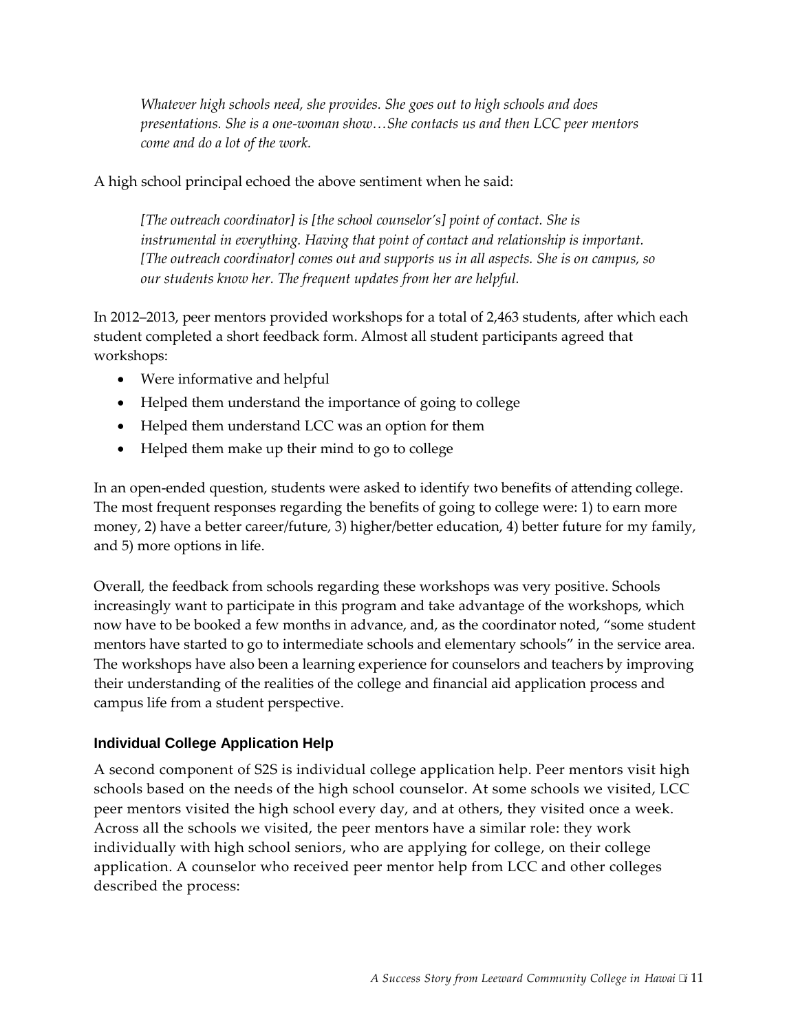*Whatever high schools need, she provides. She goes out to high schools and does presentations. She is a one-woman show…She contacts us and then LCC peer mentors come and do a lot of the work.*

A high school principal echoed the above sentiment when he said:

*[The outreach coordinator] is [the school counselor's] point of contact. She is instrumental in everything. Having that point of contact and relationship is important. [The outreach coordinator] comes out and supports us in all aspects. She is on campus, so our students know her. The frequent updates from her are helpful.*

In 2012–2013, peer mentors provided workshops for a total of 2,463 students, after which each student completed a short feedback form. Almost all student participants agreed that workshops:

- Were informative and helpful
- Helped them understand the importance of going to college
- Helped them understand LCC was an option for them
- Helped them make up their mind to go to college

In an open-ended question, students were asked to identify two benefits of attending college. The most frequent responses regarding the benefits of going to college were: 1) to earn more money, 2) have a better career/future, 3) higher/better education, 4) better future for my family, and 5) more options in life.

Overall, the feedback from schools regarding these workshops was very positive. Schools increasingly want to participate in this program and take advantage of the workshops, which now have to be booked a few months in advance, and, as the coordinator noted, "some student mentors have started to go to intermediate schools and elementary schools" in the service area. The workshops have also been a learning experience for counselors and teachers by improving their understanding of the realities of the college and financial aid application process and campus life from a student perspective.

### Individual College Application Help

A second component of S2S is individual college application help. Peer mentors visit high schools based on the needs of the high school counselor. At some schools we visited, LCC peer mentors visited the high school every day, and at others, they visited once a week. Across all the schools we visited, the peer mentors have a similar role: they work individually with high school seniors, who are applying for college, on their college application. A counselor who received peer mentor help from LCC and other colleges described the process: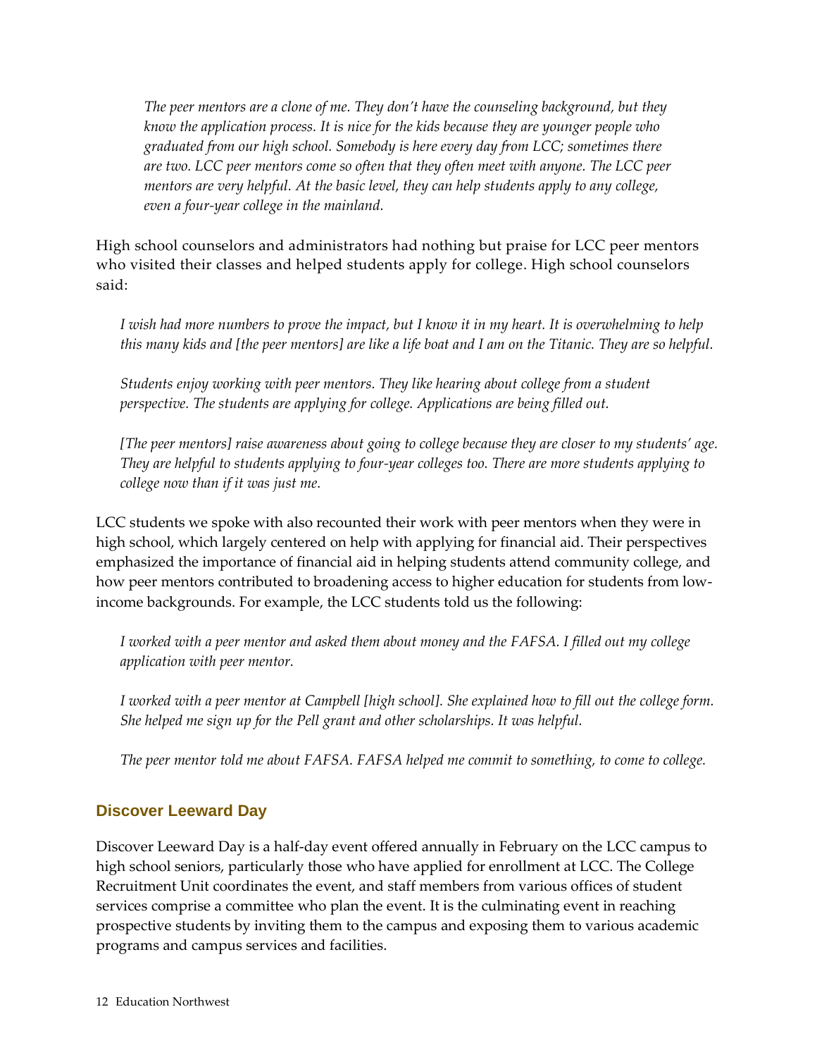*The peer mentors are a clone of me. They don't have the counseling background, but they know the application process. It is nice for the kids because they are younger people who graduated from our high school. Somebody is here every day from LCC; sometimes there are two. LCC peer mentors come so often that they often meet with anyone. The LCC peer mentors are very helpful. At the basic level, they can help students apply to any college, even a four-year college in the mainland.*

High school counselors and administrators had nothing but praise for LCC peer mentors who visited their classes and helped students apply for college. High school counselors said:

*I wish had more numbers to prove the impact, but I know it in my heart. It is overwhelming to help this many kids and [the peer mentors] are like a life boat and I am on the Titanic. They are so helpful.*

*Students enjoy working with peer mentors. They like hearing about college from a student perspective. The students are applying for college. Applications are being filled out.*

*[The peer mentors] raise awareness about going to college because they are closer to my students' age. They are helpful to students applying to four-year colleges too. There are more students applying to college now than if it was just me.*

LCC students we spoke with also recounted their work with peer mentors when they were in high school, which largely centered on help with applying for financial aid. Their perspectives emphasized the importance of financial aid in helping students attend community college, and how peer mentors contributed to broadening access to higher education for students from low-income backgrounds. For example, the LCC students told us the following:

*I worked with a peer mentor and asked them about money and the FAFSA. I filled out my college application with peer mentor.*

*I worked with a peer mentor at Campbell [high school]. She explained how to fill out the college form. She helped me sign up for the Pell grant and other scholarships. It was helpful.*

*The peer mentor told me about FAFSA. FAFSA helped me commit to something, to come to college.*

### Discover Leeward Day

Discover Leeward Day is a half-day event offered annually in February on the LCC campus to high school seniors, particularly those who have applied for enrollment at LCC. The College Recruitment Unit coordinates the event, and staff members from various offices of student services comprise a committee who plan the event. It is the culminating event in reaching prospective students by inviting them to the campus and exposing them to various academic programs and campus services and facilities.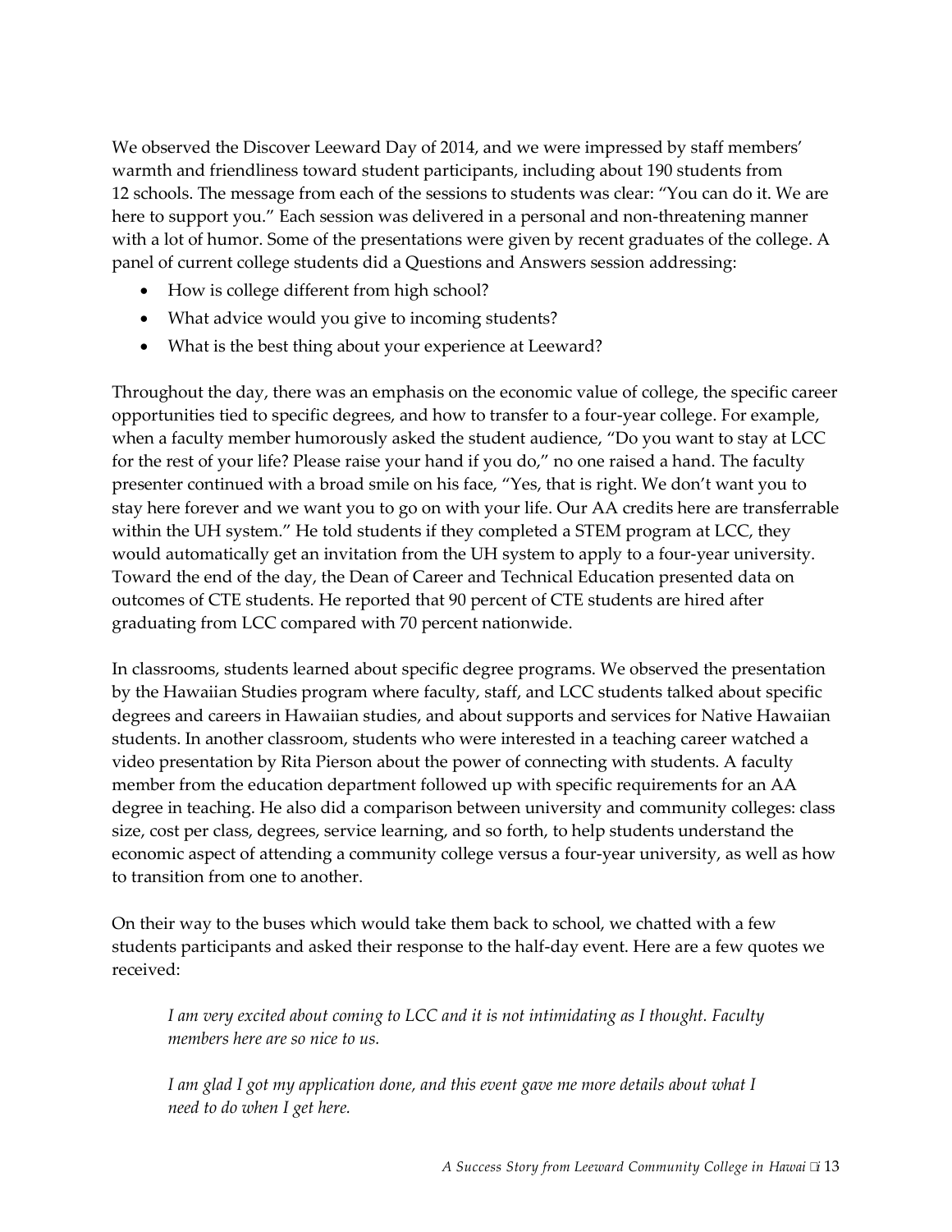We observed the Discover Leeward Day of 2014, and we were impressed by staff members' warmth and friendliness toward student participants, including about 190 students from 12 schools. The message from each of the sessions to students was clear: "You can do it. We are here to support you." Each session was delivered in a personal and non-threatening manner with a lot of humor. Some of the presentations were given by recent graduates of the college. A panel of current college students did a Questions and Answers session addressing:

- How is college different from high school?
- What advice would you give to incoming students?
- What is the best thing about your experience at Leeward?

Throughout the day, there was an emphasis on the economic value of college, the specific career opportunities tied to specific degrees, and how to transfer to a four-year college. For example, when a faculty member humorously asked the student audience, "Do you want to stay at LCC for the rest of your life? Please raise your hand if you do," no one raised a hand. The faculty presenter continued with a broad smile on his face, "Yes, that is right. We don't want you to stay here forever and we want you to go on with your life. Our AA credits here are transferrable within the UH system." He told students if they completed a STEM program at LCC, they would automatically get an invitation from the UH system to apply to a four-year university. Toward the end of the day, the Dean of Career and Technical Education presented data on outcomes of CTE students. He reported that 90 percent of CTE students are hired after graduating from LCC compared with 70 percent nationwide.

In classrooms, students learned about specific degree programs. We observed the presentation by the Hawaiian Studies program where faculty, staff, and LCC students talked about specific degrees and careers in Hawaiian studies, and about supports and services for Native Hawaiian students. In another classroom, students who were interested in a teaching career watched a video presentation by Rita Pierson about the power of connecting with students. A faculty member from the education department followed up with specific requirements for an AA degree in teaching. He also did a comparison between university and community colleges: class size, cost per class, degrees, service learning, and so forth, to help students understand the economic aspect of attending a community college versus a four-year university, as well as how to transition from one to another.

On their way to the buses which would take them back to school, we chatted with a few students participants and asked their response to the half-day event. Here are a few quotes we received:

> *I am very excited about coming to LCC and it is not intimidating as I thought. Faculty members here are so nice to us.*
>
> *I am glad I got my application done, and this event gave me more details about what I need to do when I get here.*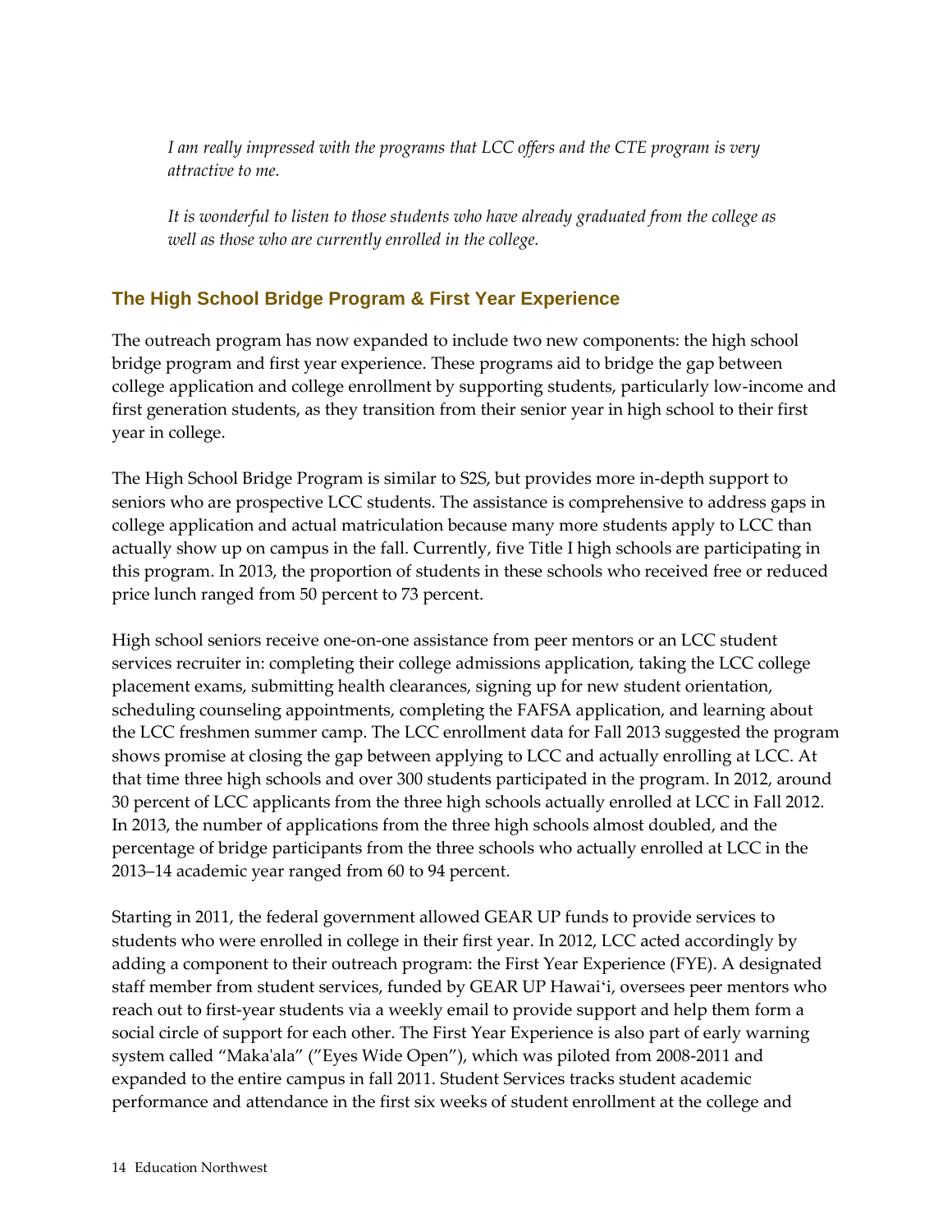*I am really impressed with the programs that LCC offers and the CTE program is very attractive to me.*

*It is wonderful to listen to those students who have already graduated from the college as well as those who are currently enrolled in the college.*

### The High School Bridge Program & First Year Experience

The outreach program has now expanded to include two new components: the high school bridge program and first year experience. These programs aid to bridge the gap between college application and college enrollment by supporting students, particularly low-income and first generation students, as they transition from their senior year in high school to their first year in college.

The High School Bridge Program is similar to S2S, but provides more in-depth support to seniors who are prospective LCC students. The assistance is comprehensive to address gaps in college application and actual matriculation because many more students apply to LCC than actually show up on campus in the fall. Currently, five Title I high schools are participating in this program. In 2013, the proportion of students in these schools who received free or reduced price lunch ranged from 50 percent to 73 percent.

High school seniors receive one-on-one assistance from peer mentors or an LCC student services recruiter in: completing their college admissions application, taking the LCC college placement exams, submitting health clearances, signing up for new student orientation, scheduling counseling appointments, completing the FAFSA application, and learning about the LCC freshmen summer camp. The LCC enrollment data for Fall 2013 suggested the program shows promise at closing the gap between applying to LCC and actually enrolling at LCC. At that time three high schools and over 300 students participated in the program. In 2012, around 30 percent of LCC applicants from the three high schools actually enrolled at LCC in Fall 2012. In 2013, the number of applications from the three high schools almost doubled, and the percentage of bridge participants from the three schools who actually enrolled at LCC in the 2013–14 academic year ranged from 60 to 94 percent.

Starting in 2011, the federal government allowed GEAR UP funds to provide services to students who were enrolled in college in their first year. In 2012, LCC acted accordingly by adding a component to their outreach program: the First Year Experience (FYE). A designated staff member from student services, funded by GEAR UP Hawaiʻi, oversees peer mentors who reach out to first-year students via a weekly email to provide support and help them form a social circle of support for each other. The First Year Experience is also part of early warning system called "Maka'ala" ("Eyes Wide Open"), which was piloted from 2008-2011 and expanded to the entire campus in fall 2011. Student Services tracks student academic performance and attendance in the first six weeks of student enrollment at the college and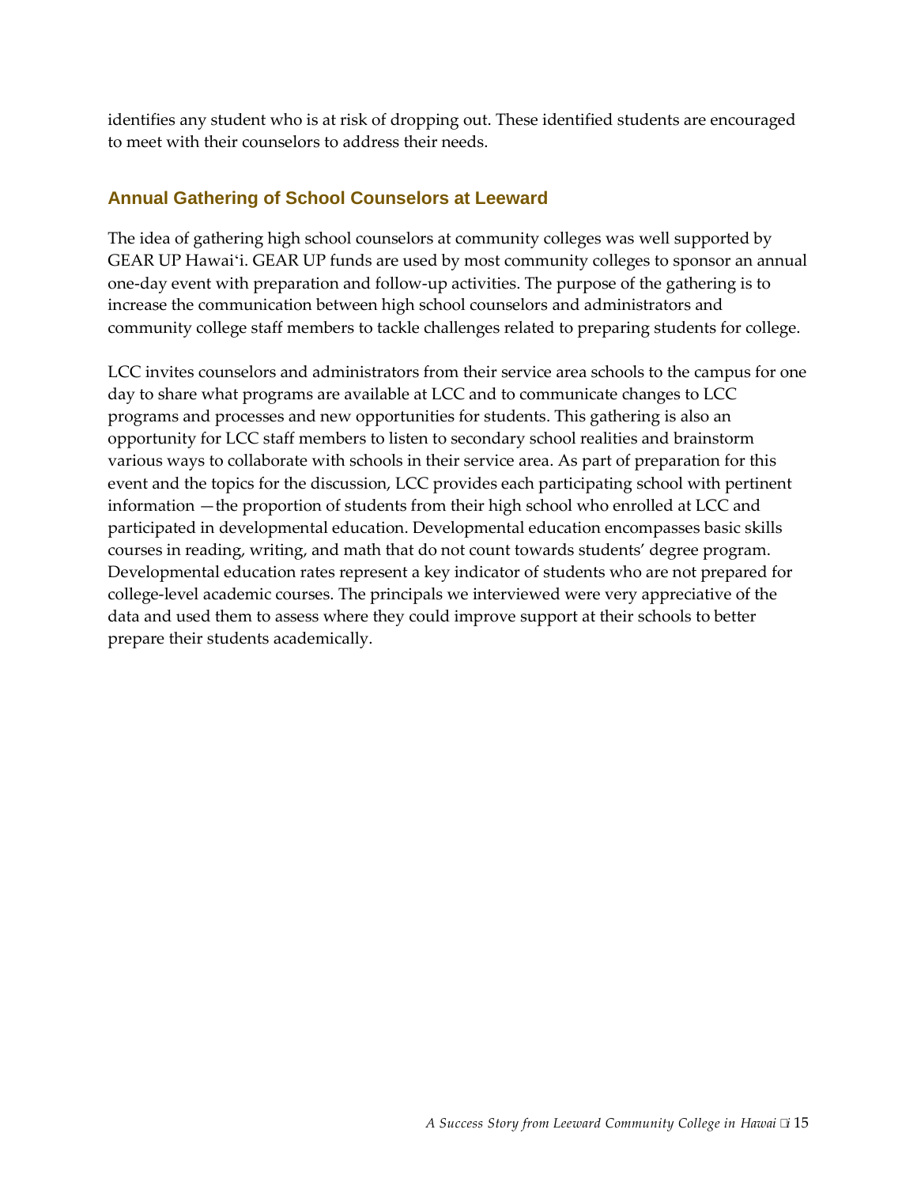identifies any student who is at risk of dropping out. These identified students are encouraged to meet with their counselors to address their needs.

### Annual Gathering of School Counselors at Leeward

The idea of gathering high school counselors at community colleges was well supported by GEAR UP Hawaiʻi. GEAR UP funds are used by most community colleges to sponsor an annual one-day event with preparation and follow-up activities. The purpose of the gathering is to increase the communication between high school counselors and administrators and community college staff members to tackle challenges related to preparing students for college.

LCC invites counselors and administrators from their service area schools to the campus for one day to share what programs are available at LCC and to communicate changes to LCC programs and processes and new opportunities for students. This gathering is also an opportunity for LCC staff members to listen to secondary school realities and brainstorm various ways to collaborate with schools in their service area. As part of preparation for this event and the topics for the discussion, LCC provides each participating school with pertinent information —the proportion of students from their high school who enrolled at LCC and participated in developmental education. Developmental education encompasses basic skills courses in reading, writing, and math that do not count towards students' degree program. Developmental education rates represent a key indicator of students who are not prepared for college-level academic courses. The principals we interviewed were very appreciative of the data and used them to assess where they could improve support at their schools to better prepare their students academically.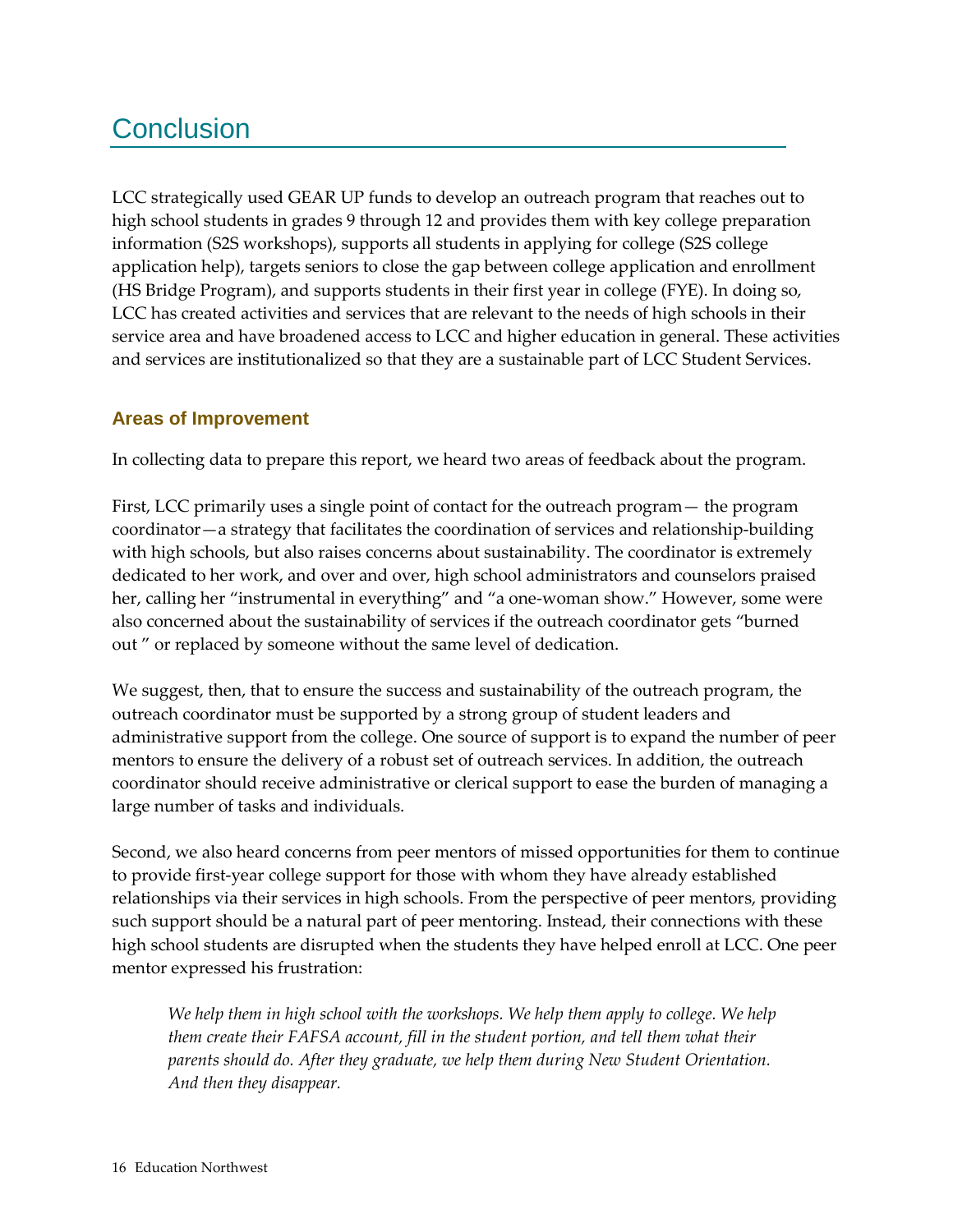# Conclusion

LCC strategically used GEAR UP funds to develop an outreach program that reaches out to high school students in grades 9 through 12 and provides them with key college preparation information (S2S workshops), supports all students in applying for college (S2S college application help), targets seniors to close the gap between college application and enrollment (HS Bridge Program), and supports students in their first year in college (FYE). In doing so, LCC has created activities and services that are relevant to the needs of high schools in their service area and have broadened access to LCC and higher education in general. These activities and services are institutionalized so that they are a sustainable part of LCC Student Services.

## Areas of Improvement

In collecting data to prepare this report, we heard two areas of feedback about the program.

First, LCC primarily uses a single point of contact for the outreach program— the program coordinator—a strategy that facilitates the coordination of services and relationship-building with high schools, but also raises concerns about sustainability. The coordinator is extremely dedicated to her work, and over and over, high school administrators and counselors praised her, calling her "instrumental in everything" and "a one-woman show." However, some were also concerned about the sustainability of services if the outreach coordinator gets "burned out " or replaced by someone without the same level of dedication.

We suggest, then, that to ensure the success and sustainability of the outreach program, the outreach coordinator must be supported by a strong group of student leaders and administrative support from the college. One source of support is to expand the number of peer mentors to ensure the delivery of a robust set of outreach services. In addition, the outreach coordinator should receive administrative or clerical support to ease the burden of managing a large number of tasks and individuals.

Second, we also heard concerns from peer mentors of missed opportunities for them to continue to provide first-year college support for those with whom they have already established relationships via their services in high schools. From the perspective of peer mentors, providing such support should be a natural part of peer mentoring. Instead, their connections with these high school students are disrupted when the students they have helped enroll at LCC. One peer mentor expressed his frustration:

> *We help them in high school with the workshops. We help them apply to college. We help them create their FAFSA account, fill in the student portion, and tell them what their parents should do. After they graduate, we help them during New Student Orientation. And then they disappear.*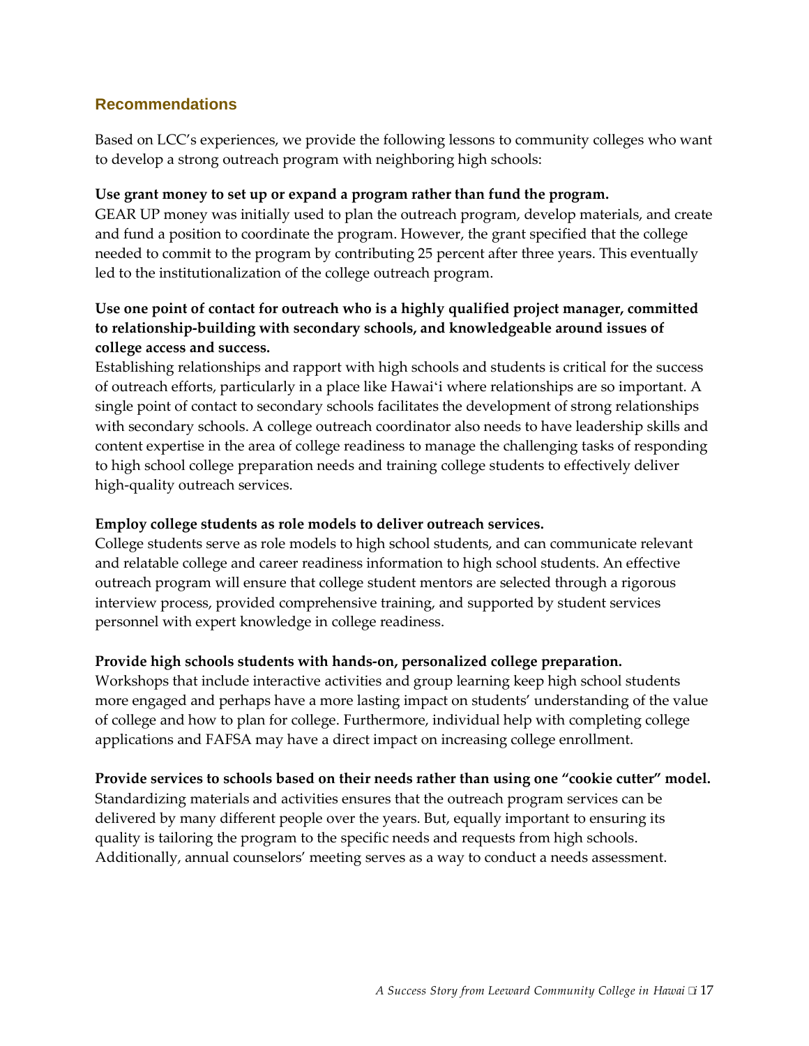## Recommendations

Based on LCC's experiences, we provide the following lessons to community colleges who want to develop a strong outreach program with neighboring high schools:

**Use grant money to set up or expand a program rather than fund the program.**
GEAR UP money was initially used to plan the outreach program, develop materials, and create and fund a position to coordinate the program. However, the grant specified that the college needed to commit to the program by contributing 25 percent after three years. This eventually led to the institutionalization of the college outreach program.

**Use one point of contact for outreach who is a highly qualified project manager, committed to relationship-building with secondary schools, and knowledgeable around issues of college access and success.**
Establishing relationships and rapport with high schools and students is critical for the success of outreach efforts, particularly in a place like Hawai'i where relationships are so important. A single point of contact to secondary schools facilitates the development of strong relationships with secondary schools. A college outreach coordinator also needs to have leadership skills and content expertise in the area of college readiness to manage the challenging tasks of responding to high school college preparation needs and training college students to effectively deliver high-quality outreach services.

**Employ college students as role models to deliver outreach services.**
College students serve as role models to high school students, and can communicate relevant and relatable college and career readiness information to high school students. An effective outreach program will ensure that college student mentors are selected through a rigorous interview process, provided comprehensive training, and supported by student services personnel with expert knowledge in college readiness.

**Provide high schools students with hands-on, personalized college preparation.**
Workshops that include interactive activities and group learning keep high school students more engaged and perhaps have a more lasting impact on students' understanding of the value of college and how to plan for college. Furthermore, individual help with completing college applications and FAFSA may have a direct impact on increasing college enrollment.

**Provide services to schools based on their needs rather than using one "cookie cutter" model.**
Standardizing materials and activities ensures that the outreach program services can be delivered by many different people over the years. But, equally important to ensuring its quality is tailoring the program to the specific needs and requests from high schools. Additionally, annual counselors' meeting serves as a way to conduct a needs assessment.